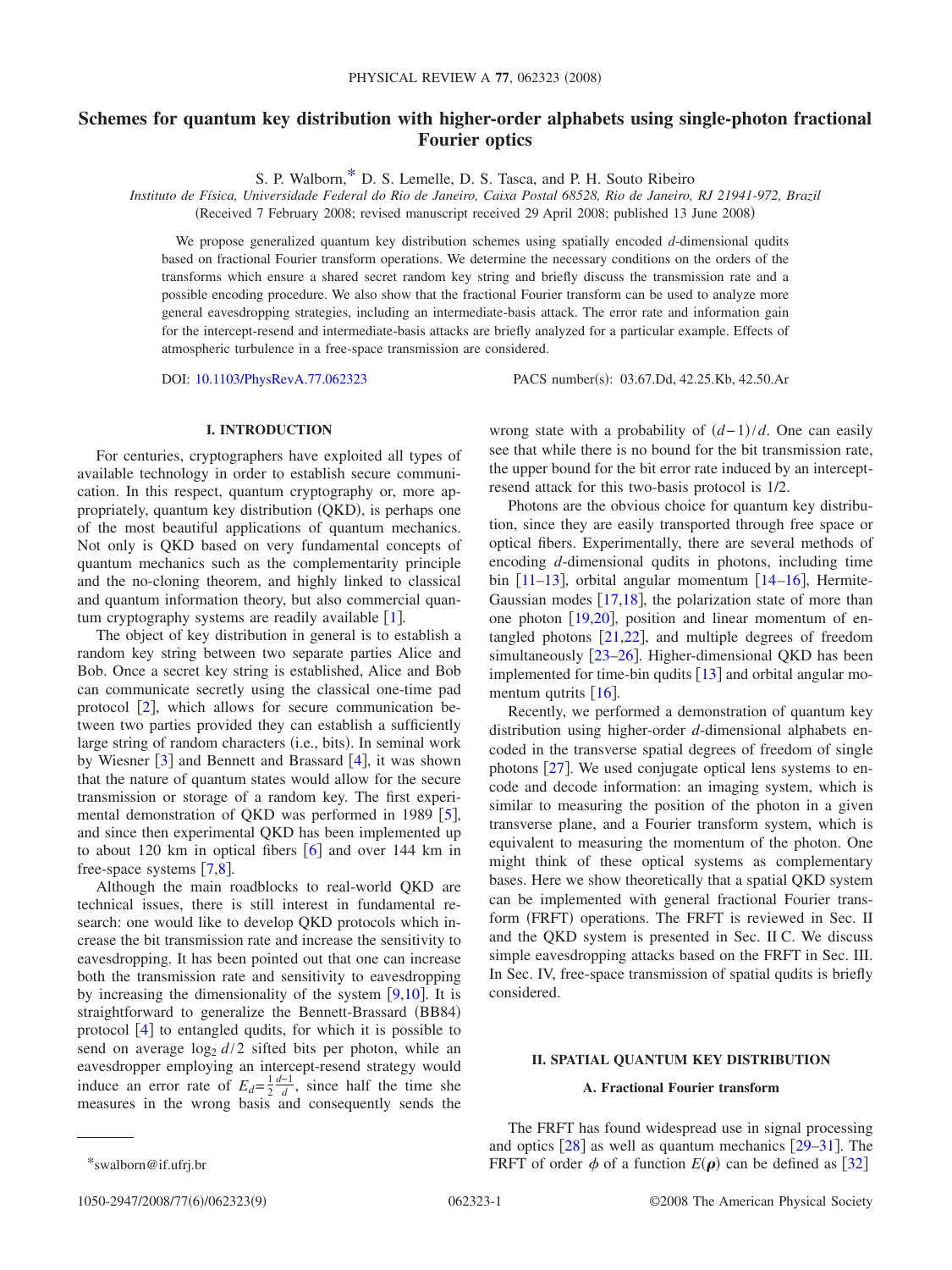# Schemes for quantum key distribution with higher-order alphabets using single-photon fractional Fourier optics

S. P. Walborn,[*] D. S. Lemelle, D. S. Tasca, and P. H. Souto Ribeiro

*Instituto de Física, Universidade Federal do Rio de Janeiro, Caixa Postal 68528, Rio de Janeiro, RJ 21941-972, Brazil*

(Received 7 February 2008; revised manuscript received 29 April 2008; published 13 June 2008)

We propose generalized quantum key distribution schemes using spatially encoded $d$-dimensional qudits based on fractional Fourier transform operations. We determine the necessary conditions on the orders of the transforms which ensure a shared secret random key string and briefly discuss the transmission rate and a possible encoding procedure. We also show that the fractional Fourier transform can be used to analyze more general eavesdropping strategies, including an intermediate-basis attack. The error rate and information gain for the intercept-resend and intermediate-basis attacks are briefly analyzed for a particular example. Effects of atmospheric turbulence in a free-space transmission are considered.

DOI: 10.1103/PhysRevA.77.062323 PACS number(s): 03.67.Dd, 42.25.Kb, 42.50.Ar

## I. INTRODUCTION

For centuries, cryptographers have exploited all types of available technology in order to establish secure communication. In this respect, quantum cryptography or, more appropriately, quantum key distribution (QKD), is perhaps one of the most beautiful applications of quantum mechanics. Not only is QKD based on very fundamental concepts of quantum mechanics such as the complementarity principle and the no-cloning theorem, and highly linked to classical and quantum information theory, but also commercial quantum cryptography systems are readily available [1].

The object of key distribution in general is to establish a random key string between two separate parties Alice and Bob. Once a secret key string is established, Alice and Bob can communicate secretly using the classical one-time pad protocol [2], which allows for secure communication between two parties provided they can establish a sufficiently large string of random characters (i.e., bits). In seminal work by Wiesner [3] and Bennett and Brassard [4], it was shown that the nature of quantum states would allow for the secure transmission or storage of a random key. The first experimental demonstration of QKD was performed in 1989 [5], and since then experimental QKD has been implemented up to about 120 km in optical fibers [6] and over 144 km in free-space systems [7,8].

Although the main roadblocks to real-world QKD are technical issues, there is still interest in fundamental research: one would like to develop QKD protocols which increase the bit transmission rate and increase the sensitivity to eavesdropping. It has been pointed out that one can increase both the transmission rate and sensitivity to eavesdropping by increasing the dimensionality of the system [9,10]. It is straightforward to generalize the Bennett-Brassard (BB84) protocol [4] to entangled qudits, for which it is possible to send on average $\log_2 d/2$ sifted bits per photon, while an eavesdropper employing an intercept-resend strategy would induce an error rate of $E_d=\frac{1}{2}\frac{d-1}{d}$, since half the time she measures in the wrong basis and consequently sends the wrong state with a probability of $(d-1)/d$. One can easily see that while there is no bound for the bit transmission rate, the upper bound for the bit error rate induced by an intercept-resend attack for this two-basis protocol is 1/2.

Photons are the obvious choice for quantum key distribution, since they are easily transported through free space or optical fibers. Experimentally, there are several methods of encoding $d$-dimensional qudits in photons, including time bin [11–13], orbital angular momentum [14–16], Hermite-Gaussian modes [17,18], the polarization state of more than one photon [19,20], position and linear momentum of entangled photons [21,22], and multiple degrees of freedom simultaneously [23–26]. Higher-dimensional QKD has been implemented for time-bin qudits [13] and orbital angular momentum qutrits [16].

Recently, we performed a demonstration of quantum key distribution using higher-order $d$-dimensional alphabets encoded in the transverse spatial degrees of freedom of single photons [27]. We used conjugate optical lens systems to encode and decode information: an imaging system, which is similar to measuring the position of the photon in a given transverse plane, and a Fourier transform system, which is equivalent to measuring the momentum of the photon. One might think of these optical systems as complementary bases. Here we show theoretically that a spatial QKD system can be implemented with general fractional Fourier transform (FRFT) operations. The FRFT is reviewed in Sec. II and the QKD system is presented in Sec. II C. We discuss simple eavesdropping attacks based on the FRFT in Sec. III. In Sec. IV, free-space transmission of spatial qudits is briefly considered.

## II. SPATIAL QUANTUM KEY DISTRIBUTION

### A. Fractional Fourier transform

The FRFT has found widespread use in signal processing and optics [28] as well as quantum mechanics [29–31]. The FRFT of order $\phi$ of a function $E(\boldsymbol{\rho})$ can be defined as [32]

[*] swalborn@if.ufrj.br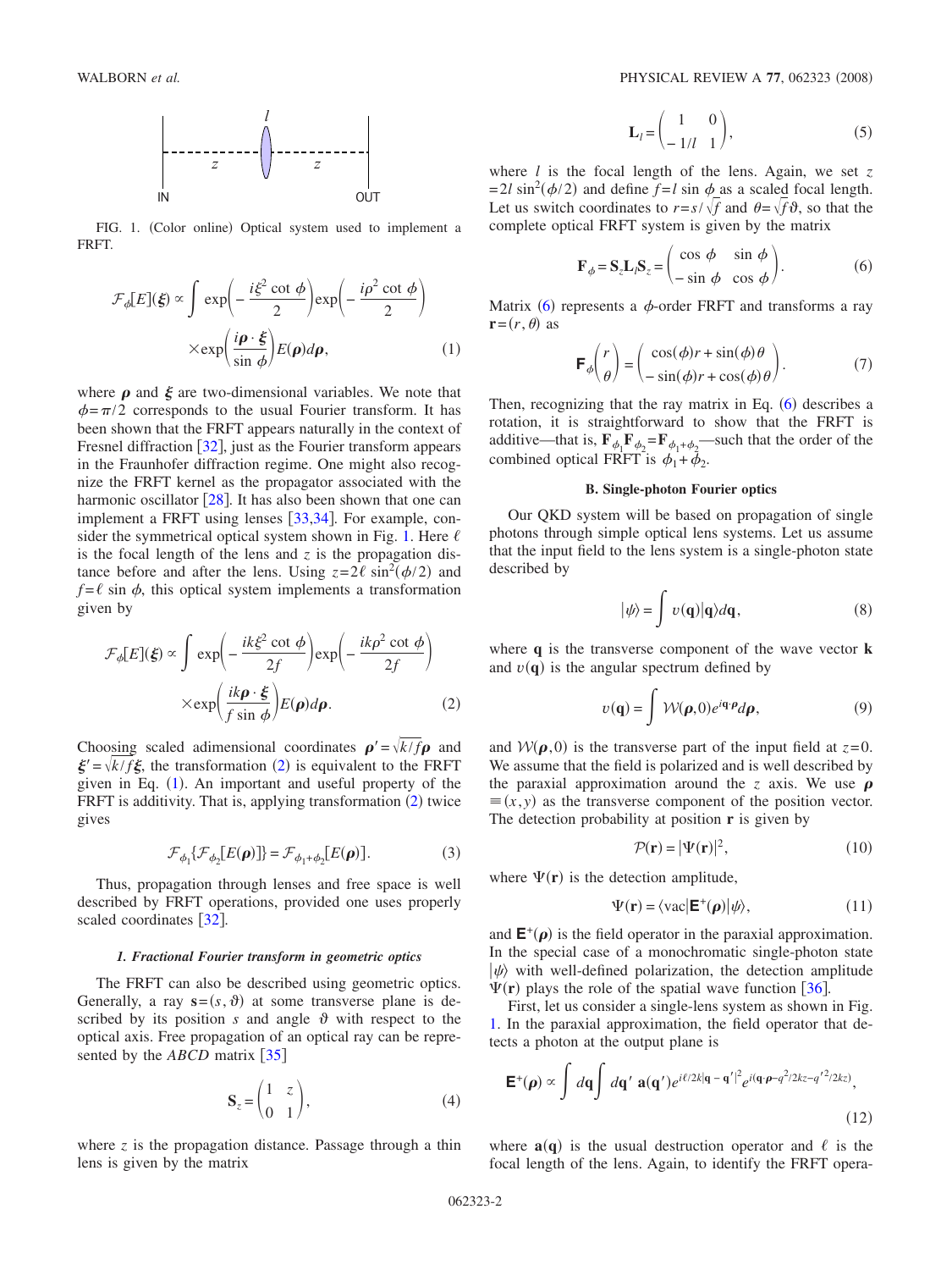FIG. 1. (Color online) Optical system used to implement a FRFT.

$$\mathcal{F}_{\phi}[E](\boldsymbol{\xi}) \propto \int \exp\left(-\frac{i\xi^2 \cot\phi}{2}\right)\exp\left(-\frac{i\rho^2 \cot\phi}{2}\right) \times \exp\left(\frac{i\boldsymbol{\rho}\cdot\boldsymbol{\xi}}{\sin\phi}\right)E(\boldsymbol{\rho})d\boldsymbol{\rho}, \tag{1}$$

where $\boldsymbol{\rho}$ and $\boldsymbol{\xi}$ are two-dimensional variables. We note that $\phi=\pi/2$ corresponds to the usual Fourier transform. It has been shown that the FRFT appears naturally in the context of Fresnel diffraction [32], just as the Fourier transform appears in the Fraunhofer diffraction regime. One might also recognize the FRFT kernel as the propagator associated with the harmonic oscillator [28]. It has also been shown that one can implement a FRFT using lenses [33,34]. For example, consider the symmetrical optical system shown in Fig. 1. Here $\ell$ is the focal length of the lens and $z$ is the propagation distance before and after the lens. Using $z=2\ell\sin^2(\phi/2)$ and $f=\ell\sin\phi$, this optical system implements a transformation given by

$$\mathcal{F}_{\phi}[E](\boldsymbol{\xi}) \propto \int \exp\left(-\frac{ik\xi^2 \cot\phi}{2f}\right)\exp\left(-\frac{ik\rho^2 \cot\phi}{2f}\right) \times \exp\left(\frac{ik\boldsymbol{\rho}\cdot\boldsymbol{\xi}}{f\sin\phi}\right)E(\boldsymbol{\rho})d\boldsymbol{\rho}. \tag{2}$$

Choosing scaled adimensional coordinates $\boldsymbol{\rho}'=\sqrt{k/f}\boldsymbol{\rho}$ and $\boldsymbol{\xi}'=\sqrt{k/f}\boldsymbol{\xi}$, the transformation (2) is equivalent to the FRFT given in Eq. (1). An important and useful property of the FRFT is additivity. That is, applying transformation (2) twice gives

$$\mathcal{F}_{\phi_1}\{\mathcal{F}_{\phi_2}[E(\boldsymbol{\rho})]\} = \mathcal{F}_{\phi_1+\phi_2}[E(\boldsymbol{\rho})]. \tag{3}$$

Thus, propagation through lenses and free space is well described by FRFT operations, provided one uses properly scaled coordinates [32].

#### 1. Fractional Fourier transform in geometric optics

The FRFT can also be described using geometric optics. Generally, a ray $\mathbf{s}=(s,\vartheta)$ at some transverse plane is described by its position $s$ and angle $\vartheta$ with respect to the optical axis. Free propagation of an optical ray can be represented by the *ABCD* matrix [35]

$$\mathbf{S}_z = \begin{pmatrix} 1 & z \\ 0 & 1 \end{pmatrix}, \tag{4}$$

where $z$ is the propagation distance. Passage through a thin lens is given by the matrix

$$\mathbf{L}_l = \begin{pmatrix} 1 & 0 \\ -1/l & 1 \end{pmatrix}, \tag{5}$$

where $l$ is the focal length of the lens. Again, we set $z=2l\sin^2(\phi/2)$ and define $f=l\sin\phi$ as a scaled focal length. Let us switch coordinates to $r=s/\sqrt{f}$ and $\theta=\sqrt{f}\vartheta$, so that the complete optical FRFT system is given by the matrix

$$\mathbf{F}_{\phi} = \mathbf{S}_z\mathbf{L}_l\mathbf{S}_z = \begin{pmatrix} \cos\phi & \sin\phi \\ -\sin\phi & \cos\phi \end{pmatrix}. \tag{6}$$

Matrix (6) represents a $\phi$-order FRFT and transforms a ray $\mathbf{r}=(r,\theta)$ as

$$\mathbf{F}_{\phi}\begin{pmatrix} r \\ \theta \end{pmatrix} = \begin{pmatrix} \cos(\phi)r + \sin(\phi)\theta \\ -\sin(\phi)r + \cos(\phi)\theta \end{pmatrix}. \tag{7}$$

Then, recognizing that the ray matrix in Eq. (6) describes a rotation, it is straightforward to show that the FRFT is additive—that is, $\mathbf{F}_{\phi_1}\mathbf{F}_{\phi_2}=\mathbf{F}_{\phi_1+\phi_2}$—such that the order of the combined optical FRFT is $\phi_1+\phi_2$.

### B. Single-photon Fourier optics

Our QKD system will be based on propagation of single photons through simple optical lens systems. Let us assume that the input field to the lens system is a single-photon state described by

$$|\psi\rangle = \int v(\mathbf{q})|\mathbf{q}\rangle d\mathbf{q}, \tag{8}$$

where $\mathbf{q}$ is the transverse component of the wave vector $\mathbf{k}$ and $v(\mathbf{q})$ is the angular spectrum defined by

$$v(\mathbf{q}) = \int \mathcal{W}(\boldsymbol{\rho},0)e^{i\mathbf{q}\cdot\boldsymbol{\rho}}d\boldsymbol{\rho}, \tag{9}$$

and $\mathcal{W}(\boldsymbol{\rho},0)$ is the transverse part of the input field at $z=0$. We assume that the field is polarized and is well described by the paraxial approximation around the $z$ axis. We use $\boldsymbol{\rho}\equiv(x,y)$ as the transverse component of the position vector. The detection probability at position $\mathbf{r}$ is given by

$$\mathcal{P}(\mathbf{r}) = |\Psi(\mathbf{r})|^2, \tag{10}$$

where $\Psi(\mathbf{r})$ is the detection amplitude,

$$\Psi(\mathbf{r}) = \langle \text{vac}|\mathbf{E}^{+}(\boldsymbol{\rho})|\psi\rangle, \tag{11}$$

and $\mathbf{E}^{+}(\boldsymbol{\rho})$ is the field operator in the paraxial approximation. In the special case of a monochromatic single-photon state $|\psi\rangle$ with well-defined polarization, the detection amplitude $\Psi(\mathbf{r})$ plays the role of the spatial wave function [36].

First, let us consider a single-lens system as shown in Fig. 1. In the paraxial approximation, the field operator that detects a photon at the output plane is

$$\mathbf{E}^{+}(\boldsymbol{\rho}) \propto \int d\mathbf{q}\int d\mathbf{q}'\ \mathbf{a}(\mathbf{q}')e^{i\ell/2k|\mathbf{q}-\mathbf{q}'|^2}e^{i(\mathbf{q}\cdot\boldsymbol{\rho}-q^2/2kz-q'^2/2kz)}, \tag{12}$$

where $\mathbf{a}(\mathbf{q})$ is the usual destruction operator and $\ell$ is the focal length of the lens. Again, to identify the FRFT opera-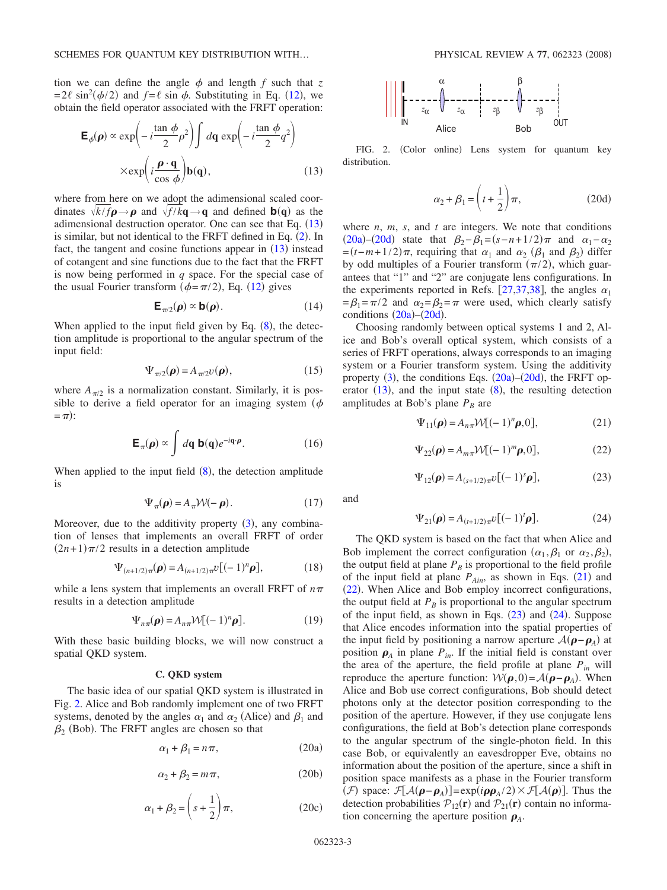tion we can define the angle $\phi$ and length $f$ such that $z = 2\ell \sin^2(\phi/2)$ and $f = \ell \sin \phi$. Substituting in Eq. (12), we obtain the field operator associated with the FRFT operation:

$$\mathbf{E}_\phi(\boldsymbol{\rho}) \propto \exp\left(-i\frac{\tan \phi}{2}\rho^2\right) \int d\mathbf{q} \exp\left(-i\frac{\tan \phi}{2}q^2\right) \times \exp\left(i\frac{\boldsymbol{\rho}\cdot\mathbf{q}}{\cos \phi}\right)\mathbf{b}(\mathbf{q}), \tag{13}$$

where from here on we adopt the adimensional scaled coordinates $\sqrt{k/f}\boldsymbol{\rho} \to \boldsymbol{\rho}$ and $\sqrt{f/k}\mathbf{q} \to \mathbf{q}$ and defined $\mathbf{b}(\mathbf{q})$ as the adimensional destruction operator. One can see that Eq. (13) is similar, but not identical to the FRFT defined in Eq. (2). In fact, the tangent and cosine functions appear in (13) instead of cotangent and sine functions due to the fact that the FRFT is now being performed in $q$ space. For the special case of the usual Fourier transform ($\phi = \pi/2$), Eq. (12) gives

$$\mathbf{E}_{\pi/2}(\boldsymbol{\rho}) \propto \mathbf{b}(\boldsymbol{\rho}). \tag{14}$$

When applied to the input field given by Eq. (8), the detection amplitude is proportional to the angular spectrum of the input field:

$$\Psi_{\pi/2}(\boldsymbol{\rho}) = A_{\pi/2}v(\boldsymbol{\rho}), \tag{15}$$

where $A_{\pi/2}$ is a normalization constant. Similarly, it is possible to derive a field operator for an imaging system ($\phi = \pi$):

$$\mathbf{E}_\pi(\boldsymbol{\rho}) \propto \int d\mathbf{q}\, \mathbf{b}(\mathbf{q})e^{-i\mathbf{q}\cdot\boldsymbol{\rho}}. \tag{16}$$

When applied to the input field (8), the detection amplitude is

$$\Psi_\pi(\boldsymbol{\rho}) = A_\pi \mathcal{W}(-\boldsymbol{\rho}). \tag{17}$$

Moreover, due to the additivity property (3), any combination of lenses that implements an overall FRFT of order $(2n+1)\pi/2$ results in a detection amplitude

$$\Psi_{(n+1/2)\pi}(\boldsymbol{\rho}) = A_{(n+1/2)\pi}v[(-1)^n\boldsymbol{\rho}], \tag{18}$$

while a lens system that implements an overall FRFT of $n\pi$ results in a detection amplitude

$$\Psi_{n\pi}(\boldsymbol{\rho}) = A_{n\pi}\mathcal{W}[(-1)^n\boldsymbol{\rho}]. \tag{19}$$

With these basic building blocks, we will now construct a spatial QKD system.

### C. QKD system

The basic idea of our spatial QKD system is illustrated in Fig. 2. Alice and Bob randomly implement one of two FRFT systems, denoted by the angles $\alpha_1$ and $\alpha_2$ (Alice) and $\beta_1$ and $\beta_2$ (Bob). The FRFT angles are chosen so that

$$\alpha_1 + \beta_1 = n\pi, \tag{20a}$$

$$\alpha_2 + \beta_2 = m\pi, \tag{20b}$$

$$\alpha_1 + \beta_2 = \left(s + \frac{1}{2}\right)\pi, \tag{20c}$$

$$\alpha_2 + \beta_1 = \left(t + \frac{1}{2}\right)\pi, \tag{20d}$$

FIG. 2. (Color online) Lens system for quantum key distribution.

where $n$, $m$, $s$, and $t$ are integers. We note that conditions (20a)–(20d) state that $\beta_2 - \beta_1 = (s-n+1/2)\pi$ and $\alpha_1 - \alpha_2 = (t-m+1/2)\pi$, requiring that $\alpha_1$ and $\alpha_2$ ($\beta_1$ and $\beta_2$) differ by odd multiples of a Fourier transform ($\pi/2$), which guarantees that "1" and "2" are conjugate lens configurations. In the experiments reported in Refs. [27,37,38], the angles $\alpha_1 = \beta_1 = \pi/2$ and $\alpha_2 = \beta_2 = \pi$ were used, which clearly satisfy conditions (20a)–(20d).

Choosing randomly between optical systems 1 and 2, Alice and Bob's overall optical system, which consists of a series of FRFT operations, always corresponds to an imaging system or a Fourier transform system. Using the additivity property (3), the conditions Eqs. (20a)–(20d), the FRFT operator (13), and the input state (8), the resulting detection amplitudes at Bob's plane $P_B$ are

$$\Psi_{11}(\boldsymbol{\rho}) = A_{n\pi}\mathcal{W}[(-1)^n\boldsymbol{\rho}, 0], \tag{21}$$

$$\Psi_{22}(\boldsymbol{\rho}) = A_{m\pi}\mathcal{W}[(-1)^m\boldsymbol{\rho}, 0], \tag{22}$$

$$\Psi_{12}(\boldsymbol{\rho}) = A_{(s+1/2)\pi}v[(-1)^s\boldsymbol{\rho}], \tag{23}$$

and

$$\Psi_{21}(\boldsymbol{\rho}) = A_{(t+1/2)\pi}v[(-1)^t\boldsymbol{\rho}]. \tag{24}$$

The QKD system is based on the fact that when Alice and Bob implement the correct configuration ($\alpha_1, \beta_1$ or $\alpha_2, \beta_2$), the output field at plane $P_B$ is proportional to the field profile of the input field at plane $P_{Ain}$, as shown in Eqs. (21) and (22). When Alice and Bob employ incorrect configurations, the output field at $P_B$ is proportional to the angular spectrum of the input field, as shown in Eqs. (23) and (24). Suppose that Alice encodes information into the spatial properties of the input field by positioning a narrow aperture $\mathcal{A}(\boldsymbol{\rho} - \boldsymbol{\rho}_A)$ at position $\boldsymbol{\rho}_A$ in plane $P_{in}$. If the initial field is constant over the area of the aperture, the field profile at plane $P_{in}$ will reproduce the aperture function: $\mathcal{W}(\boldsymbol{\rho}, 0) = \mathcal{A}(\boldsymbol{\rho} - \boldsymbol{\rho}_A)$. When Alice and Bob use correct configurations, Bob should detect photons only at the detector position corresponding to the position of the aperture. However, if they use conjugate lens configurations, the field at Bob's detection plane corresponds to the angular spectrum of the single-photon field. In this case Bob, or equivalently an eavesdropper Eve, obtains no information about the position of the aperture, since a shift in position space manifests as a phase in the Fourier transform ($\mathcal{F}$) space: $\mathcal{F}[\mathcal{A}(\boldsymbol{\rho} - \boldsymbol{\rho}_A)] = \exp(i\boldsymbol{\rho}\boldsymbol{\rho}_A/2) \times \mathcal{F}[\mathcal{A}(\boldsymbol{\rho})]$. Thus the detection probabilities $\mathcal{P}_{12}(\mathbf{r})$ and $\mathcal{P}_{21}(\mathbf{r})$ contain no information concerning the aperture position $\boldsymbol{\rho}_A$.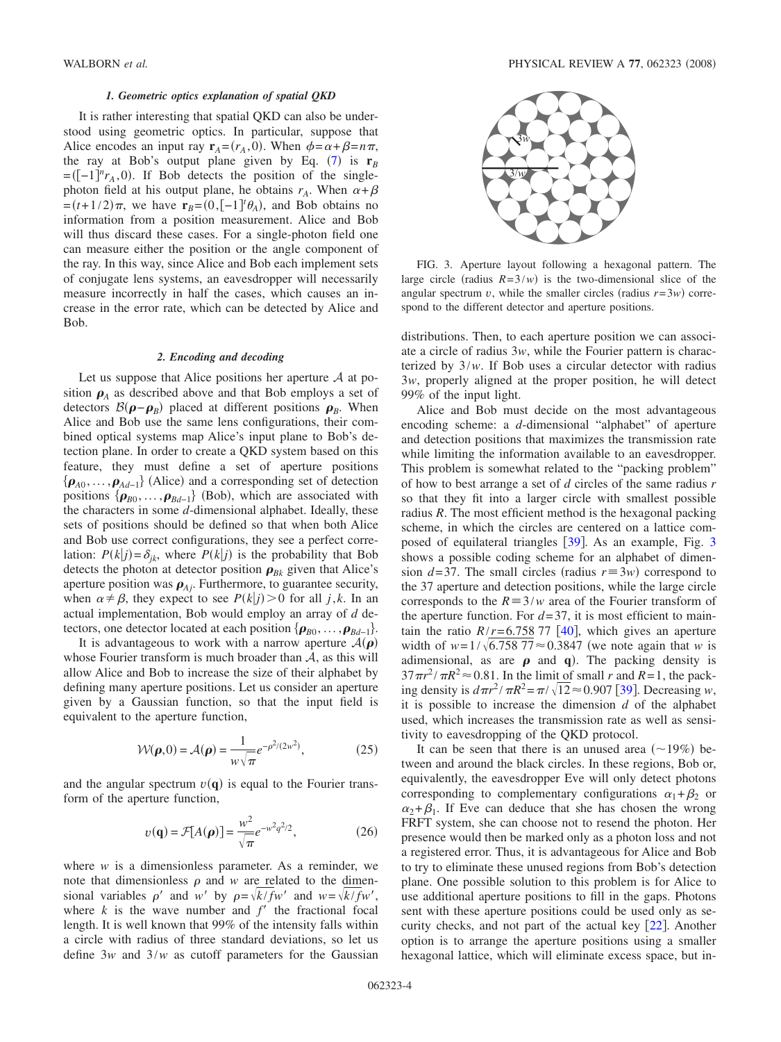### *1. Geometric optics explanation of spatial QKD*

It is rather interesting that spatial QKD can also be understood using geometric optics. In particular, suppose that Alice encodes an input ray $\mathbf{r}_A=(r_A,0)$. When $\phi=\alpha+\beta=n\pi$, the ray at Bob's output plane given by Eq. (7) is $\mathbf{r}_B=([-1]^n r_A,0)$. If Bob detects the position of the single-photon field at his output plane, he obtains $r_A$. When $\alpha+\beta=(t+1/2)\pi$, we have $\mathbf{r}_B=(0,[-1]^t\theta_A)$, and Bob obtains no information from a position measurement. Alice and Bob will thus discard these cases. For a single-photon field one can measure either the position or the angle component of the ray. In this way, since Alice and Bob each implement sets of conjugate lens systems, an eavesdropper will necessarily measure incorrectly in half the cases, which causes an increase in the error rate, which can be detected by Alice and Bob.

### *2. Encoding and decoding*

Let us suppose that Alice positions her aperture $\mathcal{A}$ at position $\boldsymbol{\rho}_A$ as described above and that Bob employs a set of detectors $\mathcal{B}(\boldsymbol{\rho}-\boldsymbol{\rho}_B)$ placed at different positions $\boldsymbol{\rho}_B$. When Alice and Bob use the same lens configurations, their combined optical systems map Alice's input plane to Bob's detection plane. In order to create a QKD system based on this feature, they must define a set of aperture positions $\{\boldsymbol{\rho}_{A0},\ldots,\boldsymbol{\rho}_{Ad-1}\}$ (Alice) and a corresponding set of detection positions $\{\boldsymbol{\rho}_{B0},\ldots,\boldsymbol{\rho}_{Bd-1}\}$ (Bob), which are associated with the characters in some $d$-dimensional alphabet. Ideally, these sets of positions should be defined so that when both Alice and Bob use correct configurations, they see a perfect correlation: $P(k|j)=\delta_{jk}$, where $P(k|j)$ is the probability that Bob detects the photon at detector position $\boldsymbol{\rho}_{Bk}$ given that Alice's aperture position was $\boldsymbol{\rho}_{Aj}$. Furthermore, to guarantee security, when $\alpha\neq\beta$, they expect to see $P(k|j)>0$ for all $j,k$. In an actual implementation, Bob would employ an array of $d$ detectors, one detector located at each position $\{\boldsymbol{\rho}_{B0},\ldots,\boldsymbol{\rho}_{Bd-1}\}$.

It is advantageous to work with a narrow aperture $\mathcal{A}(\boldsymbol{\rho})$ whose Fourier transform is much broader than $\mathcal{A}$, as this will allow Alice and Bob to increase the size of their alphabet by defining many aperture positions. Let us consider an aperture given by a Gaussian function, so that the input field is equivalent to the aperture function,

$$\mathcal{W}(\boldsymbol{\rho},0)=\mathcal{A}(\boldsymbol{\rho})=\frac{1}{w\sqrt{\pi}}e^{-\rho^2/(2w^2)},\tag{25}$$

and the angular spectrum $v(\mathbf{q})$ is equal to the Fourier transform of the aperture function,

$$v(\mathbf{q})=\mathcal{F}[A(\boldsymbol{\rho})]=\frac{w^2}{\sqrt{\pi}}e^{-w^2q^2/2},\tag{26}$$

where $w$ is a dimensionless parameter. As a reminder, we note that dimensionless $\rho$ and $w$ are related to the dimensional variables $\rho'$ and $w'$ by $\rho=\sqrt{k/f}w'$ and $w=\sqrt{k/f}w'$, where $k$ is the wave number and $f'$ the fractional focal length. It is well known that 99% of the intensity falls within a circle with radius of three standard deviations, so let us define $3w$ and $3/w$ as cutoff parameters for the Gaussian distributions. Then, to each aperture position we can associate a circle of radius $3w$, while the Fourier pattern is characterized by $3/w$. If Bob uses a circular detector with radius $3w$, properly aligned at the proper position, he will detect 99% of the input light.

FIG. 3. Aperture layout following a hexagonal pattern. The large circle (radius $R=3/w$) is the two-dimensional slice of the angular spectrum $v$, while the smaller circles (radius $r=3w$) correspond to the different detector and aperture positions.

Alice and Bob must decide on the most advantageous encoding scheme: a $d$-dimensional "alphabet" of aperture and detection positions that maximizes the transmission rate while limiting the information available to an eavesdropper. This problem is somewhat related to the "packing problem" of how to best arrange a set of $d$ circles of the same radius $r$ so that they fit into a larger circle with smallest possible radius $R$. The most efficient method is the hexagonal packing scheme, in which the circles are centered on a lattice composed of equilateral triangles [39]. As an example, Fig. 3 shows a possible coding scheme for an alphabet of dimension $d=37$. The small circles (radius $r\equiv 3w$) correspond to the 37 aperture and detection positions, while the large circle corresponds to the $R\equiv 3/w$ area of the Fourier transform of the aperture function. For $d=37$, it is most efficient to maintain the ratio $R/r=6.758\,77$ [40], which gives an aperture width of $w=1/\sqrt{6.758\,77}\approx 0.3847$ (we note again that $w$ is adimensional, as are $\boldsymbol{\rho}$ and $\mathbf{q}$). The packing density is $37\pi r^2/\pi R^2\approx 0.81$. In the limit of small $r$ and $R=1$, the packing density is $d\pi r^2/\pi R^2=\pi/\sqrt{12}\approx 0.907$ [39]. Decreasing $w$, it is possible to increase the dimension $d$ of the alphabet used, which increases the transmission rate as well as sensitivity to eavesdropping of the QKD protocol.

It can be seen that there is an unused area ($\sim$19%) between and around the black circles. In these regions, Bob or, equivalently, the eavesdropper Eve will only detect photons corresponding to complementary configurations $\alpha_1+\beta_2$ or $\alpha_2+\beta_1$. If Eve can deduce that she has chosen the wrong FRFT system, she can choose not to resend the photon. Her presence would then be marked only as a photon loss and not a registered error. Thus, it is advantageous for Alice and Bob to try to eliminate these unused regions from Bob's detection plane. One possible solution to this problem is for Alice to use additional aperture positions to fill in the gaps. Photons sent with these aperture positions could be used only as security checks, and not part of the actual key [22]. Another option is to arrange the aperture positions using a smaller hexagonal lattice, which will eliminate excess space, but in-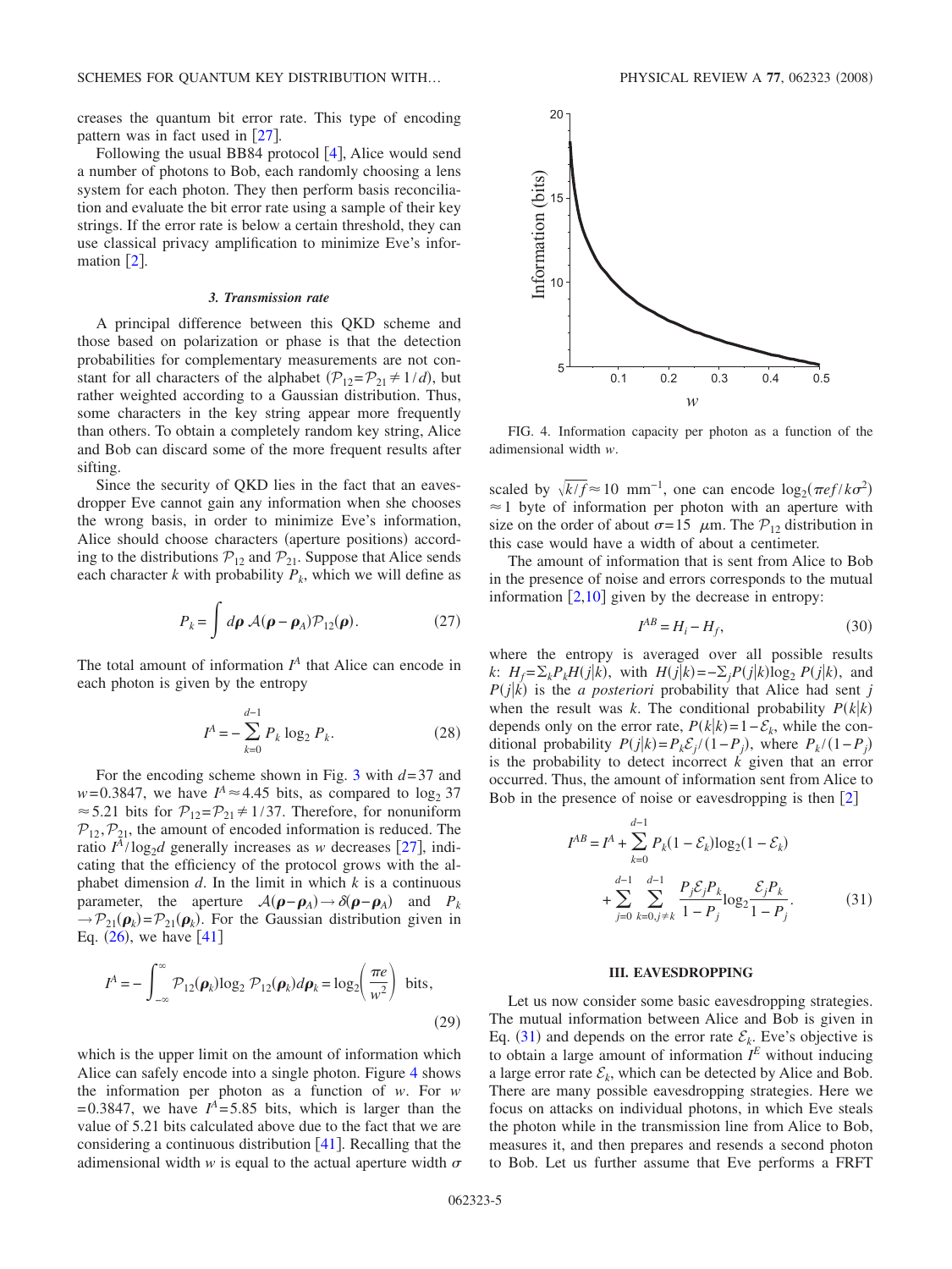creases the quantum bit error rate. This type of encoding pattern was in fact used in [27].

Following the usual BB84 protocol [4], Alice would send a number of photons to Bob, each randomly choosing a lens system for each photon. They then perform basis reconciliation and evaluate the bit error rate using a sample of their key strings. If the error rate is below a certain threshold, they can use classical privacy amplification to minimize Eve's information [2].

### 3. Transmission rate

A principal difference between this QKD scheme and those based on polarization or phase is that the detection probabilities for complementary measurements are not constant for all characters of the alphabet ($\mathcal{P}_{12}=\mathcal{P}_{21}\neq 1/d$), but rather weighted according to a Gaussian distribution. Thus, some characters in the key string appear more frequently than others. To obtain a completely random key string, Alice and Bob can discard some of the more frequent results after sifting.

Since the security of QKD lies in the fact that an eavesdropper Eve cannot gain any information when she chooses the wrong basis, in order to minimize Eve's information, Alice should choose characters (aperture positions) according to the distributions $\mathcal{P}_{12}$ and $\mathcal{P}_{21}$. Suppose that Alice sends each character $k$ with probability $P_k$, which we will define as

$$P_k=\int d\boldsymbol{\rho}\,\mathcal{A}(\boldsymbol{\rho}-\boldsymbol{\rho}_A)\mathcal{P}_{12}(\boldsymbol{\rho}). \tag{27}$$

The total amount of information $I^A$ that Alice can encode in each photon is given by the entropy

$$I^A=-\sum_{k=0}^{d-1}P_k\log_2 P_k. \tag{28}$$

For the encoding scheme shown in Fig. 3 with $d=37$ and $w=0.3847$, we have $I^A\approx 4.45$ bits, as compared to $\log_2 37\approx 5.21$ bits for $\mathcal{P}_{12}=\mathcal{P}_{21}\neq 1/37$. Therefore, for nonuniform $\mathcal{P}_{12},\mathcal{P}_{21}$, the amount of encoded information is reduced. The ratio $I^A/\log_2 d$ generally increases as $w$ decreases [27], indicating that the efficiency of the protocol grows with the alphabet dimension $d$. In the limit in which $k$ is a continuous parameter, the aperture $\mathcal{A}(\boldsymbol{\rho}-\boldsymbol{\rho}_A)\to\delta(\boldsymbol{\rho}-\boldsymbol{\rho}_A)$ and $P_k\to\mathcal{P}_{21}(\boldsymbol{\rho}_k)=\mathcal{P}_{21}(\boldsymbol{\rho}_k)$. For the Gaussian distribution given in Eq. (26), we have [41]

$$I^A=-\int_{-\infty}^{\infty}\mathcal{P}_{12}(\boldsymbol{\rho}_k)\log_2\mathcal{P}_{12}(\boldsymbol{\rho}_k)d\boldsymbol{\rho}_k=\log_2\left(\frac{\pi e}{w^2}\right)\ \text{bits}, \tag{29}$$

which is the upper limit on the amount of information which Alice can safely encode into a single photon. Figure 4 shows the information per photon as a function of $w$. For $w=0.3847$, we have $I^A=5.85$ bits, which is larger than the value of 5.21 bits calculated above due to the fact that we are considering a continuous distribution [41]. Recalling that the adimensional width $w$ is equal to the actual aperture width $\sigma$ scaled by $\sqrt{k/f}\approx 10\ \text{mm}^{-1}$, one can encode $\log_2(\pi e f/k\sigma^2)\approx 1$ byte of information per photon with an aperture with size on the order of about $\sigma=15\ \mu\text{m}$. The $\mathcal{P}_{12}$ distribution in this case would have a width of about a centimeter.

FIG. 4. Information capacity per photon as a function of the adimensional width $w$.

The amount of information that is sent from Alice to Bob in the presence of noise and errors corresponds to the mutual information [2,10] given by the decrease in entropy:

$$I^{AB}=H_i-H_f, \tag{30}$$

where the entropy is averaged over all possible results $k$: $H_f=\sum_k P_k H(j|k)$, with $H(j|k)=-\sum_j P(j|k)\log_2 P(j|k)$, and $P(j|k)$ is the *a posteriori* probability that Alice had sent $j$ when the result was $k$. The conditional probability $P(k|k)$ depends only on the error rate, $P(k|k)=1-\mathcal{E}_k$, while the conditional probability $P(j|k)=P_k\mathcal{E}_j/(1-P_j)$, where $P_k/(1-P_j)$ is the probability to detect incorrect $k$ given that an error occurred. Thus, the amount of information sent from Alice to Bob in the presence of noise or eavesdropping is then [2]

$$I^{AB}=I^A+\sum_{k=0}^{d-1}P_k(1-\mathcal{E}_k)\log_2(1-\mathcal{E}_k)+\sum_{j=0}^{d-1}\sum_{k=0,j\neq k}^{d-1}\frac{P_j\mathcal{E}_jP_k}{1-P_j}\log_2\frac{\mathcal{E}_jP_k}{1-P_j}. \tag{31}$$

## III. EAVESDROPPING

Let us now consider some basic eavesdropping strategies. The mutual information between Alice and Bob is given in Eq. (31) and depends on the error rate $\mathcal{E}_k$. Eve's objective is to obtain a large amount of information $I^E$ without inducing a large error rate $\mathcal{E}_k$, which can be detected by Alice and Bob. There are many possible eavesdropping strategies. Here we focus on attacks on individual photons, in which Eve steals the photon while in the transmission line from Alice to Bob, measures it, and then prepares and resends a second photon to Bob. Let us further assume that Eve performs a FRFT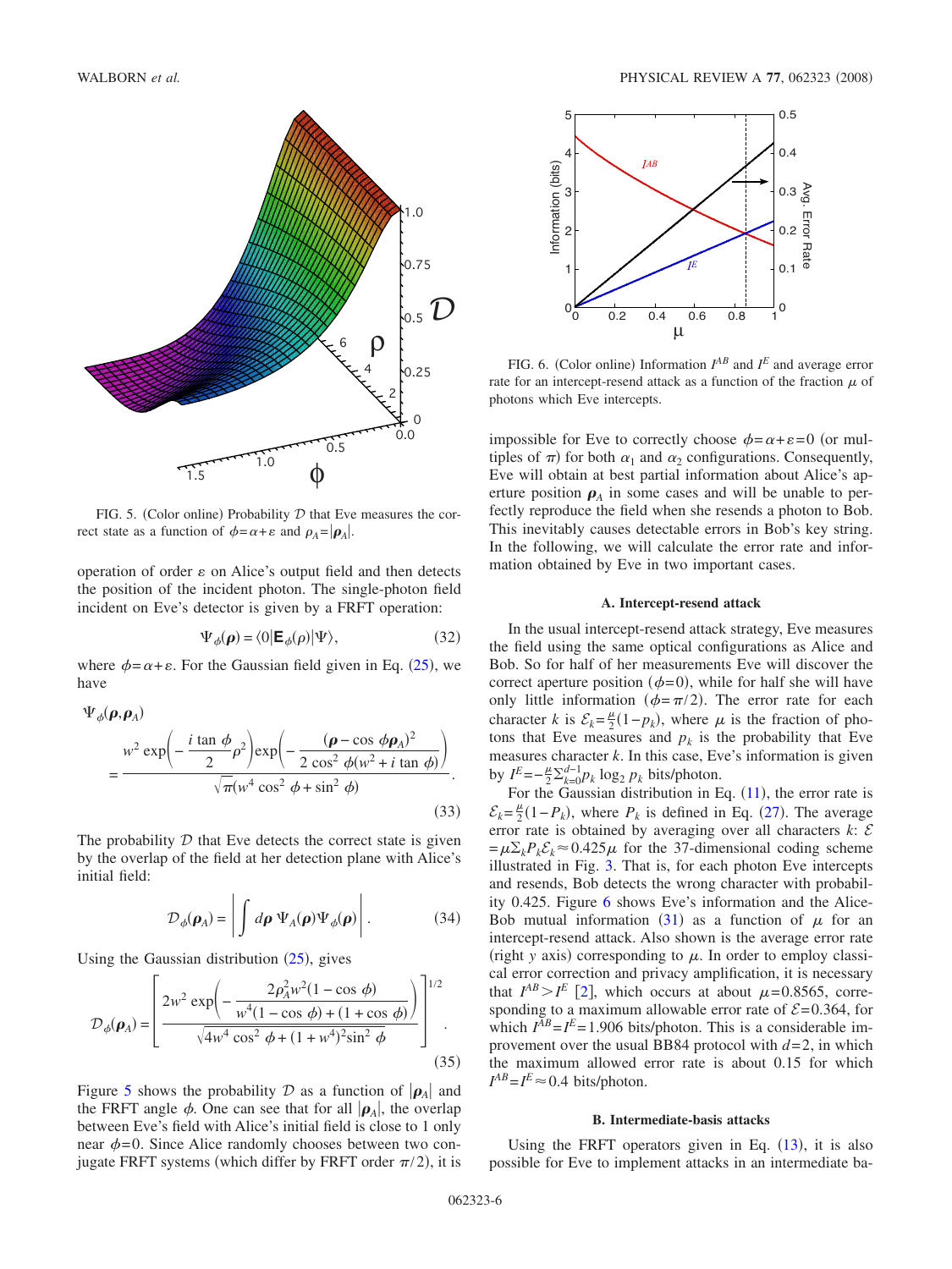FIG. 5. (Color online) Probability $\mathcal{D}$ that Eve measures the correct state as a function of $\phi=\alpha+\varepsilon$ and $\rho_A=|\boldsymbol{\rho}_A|$.

operation of order $\varepsilon$ on Alice's output field and then detects the position of the incident photon. The single-photon field incident on Eve's detector is given by a FRFT operation:

$$\Psi_\phi(\boldsymbol{\rho}) = \langle 0|\mathbf{E}_\phi(\rho)|\Psi\rangle, \tag{32}$$

where $\phi=\alpha+\varepsilon$. For the Gaussian field given in Eq. (25), we have

$$\Psi_\phi(\boldsymbol{\rho},\boldsymbol{\rho}_A) = \frac{w^2 \exp\left(-\frac{i\tan\phi}{2}\rho^2\right)\exp\left(-\frac{(\boldsymbol{\rho}-\cos\phi\boldsymbol{\rho}_A)^2}{2\cos^2\phi(w^2+i\tan\phi)}\right)}{\sqrt{\pi}(w^4\cos^2\phi+\sin^2\phi)}. \tag{33}$$

The probability $\mathcal{D}$ that Eve detects the correct state is given by the overlap of the field at her detection plane with Alice's initial field:

$$\mathcal{D}_\phi(\boldsymbol{\rho}_A) = \left|\int d\boldsymbol{\rho}\, \Psi_A(\boldsymbol{\rho})\Psi_\phi(\boldsymbol{\rho})\right|. \tag{34}$$

Using the Gaussian distribution (25), gives

$$\mathcal{D}_\phi(\boldsymbol{\rho}_A) = \left[\frac{2w^2\exp\left(-\frac{2\rho_A^2 w^2(1-\cos\phi)}{w^4(1-\cos\phi)+(1+\cos\phi)}\right)}{\sqrt{4w^4\cos^2\phi+(1+w^4)^2\sin^2\phi}}\right]^{1/2}. \tag{35}$$

Figure 5 shows the probability $\mathcal{D}$ as a function of $|\boldsymbol{\rho}_A|$ and the FRFT angle $\phi$. One can see that for all $|\boldsymbol{\rho}_A|$, the overlap between Eve's field with Alice's initial field is close to 1 only near $\phi=0$. Since Alice randomly chooses between two conjugate FRFT systems (which differ by FRFT order $\pi/2$), it is impossible for Eve to correctly choose $\phi=\alpha+\varepsilon=0$ (or multiples of $\pi$) for both $\alpha_1$ and $\alpha_2$ configurations. Consequently, Eve will obtain at best partial information about Alice's aperture position $\boldsymbol{\rho}_A$ in some cases and will be unable to perfectly reproduce the field when she resends a photon to Bob. This inevitably causes detectable errors in Bob's key string. In the following, we will calculate the error rate and information obtained by Eve in two important cases.

FIG. 6. (Color online) Information $I^{AB}$ and $I^{E}$ and average error rate for an intercept-resend attack as a function of the fraction $\mu$ of photons which Eve intercepts.

### A. Intercept-resend attack

In the usual intercept-resend attack strategy, Eve measures the field using the same optical configurations as Alice and Bob. So for half of her measurements Eve will discover the correct aperture position ($\phi=0$), while for half she will have only little information ($\phi=\pi/2$). The error rate for each character $k$ is $\mathcal{E}_k=\frac{\mu}{2}(1-p_k)$, where $\mu$ is the fraction of photons that Eve measures and $p_k$ is the probability that Eve measures character $k$. In this case, Eve's information is given by $I^E=-\frac{\mu}{2}\Sigma_{k=0}^{d-1}p_k\log_2 p_k$ bits/photon.

For the Gaussian distribution in Eq. (11), the error rate is $\mathcal{E}_k=\frac{\mu}{2}(1-P_k)$, where $P_k$ is defined in Eq. (27). The average error rate is obtained by averaging over all characters $k$: $\mathcal{E}=\mu\Sigma_k P_k\mathcal{E}_k\approx 0.425\mu$ for the 37-dimensional coding scheme illustrated in Fig. 3. That is, for each photon Eve intercepts and resends, Bob detects the wrong character with probability 0.425. Figure 6 shows Eve's information and the Alice-Bob mutual information (31) as a function of $\mu$ for an intercept-resend attack. Also shown is the average error rate (right $y$ axis) corresponding to $\mu$. In order to employ classical error correction and privacy amplification, it is necessary that $I^{AB}>I^E$ [2], which occurs at about $\mu=0.8565$, corresponding to a maximum allowable error rate of $\mathcal{E}=0.364$, for which $I^{AB}=I^E=1.906$ bits/photon. This is a considerable improvement over the usual BB84 protocol with $d=2$, in which the maximum allowed error rate is about 0.15 for which $I^{AB}=I^E\approx 0.4$ bits/photon.

### B. Intermediate-basis attacks

Using the FRFT operators given in Eq. (13), it is also possible for Eve to implement attacks in an intermediate ba-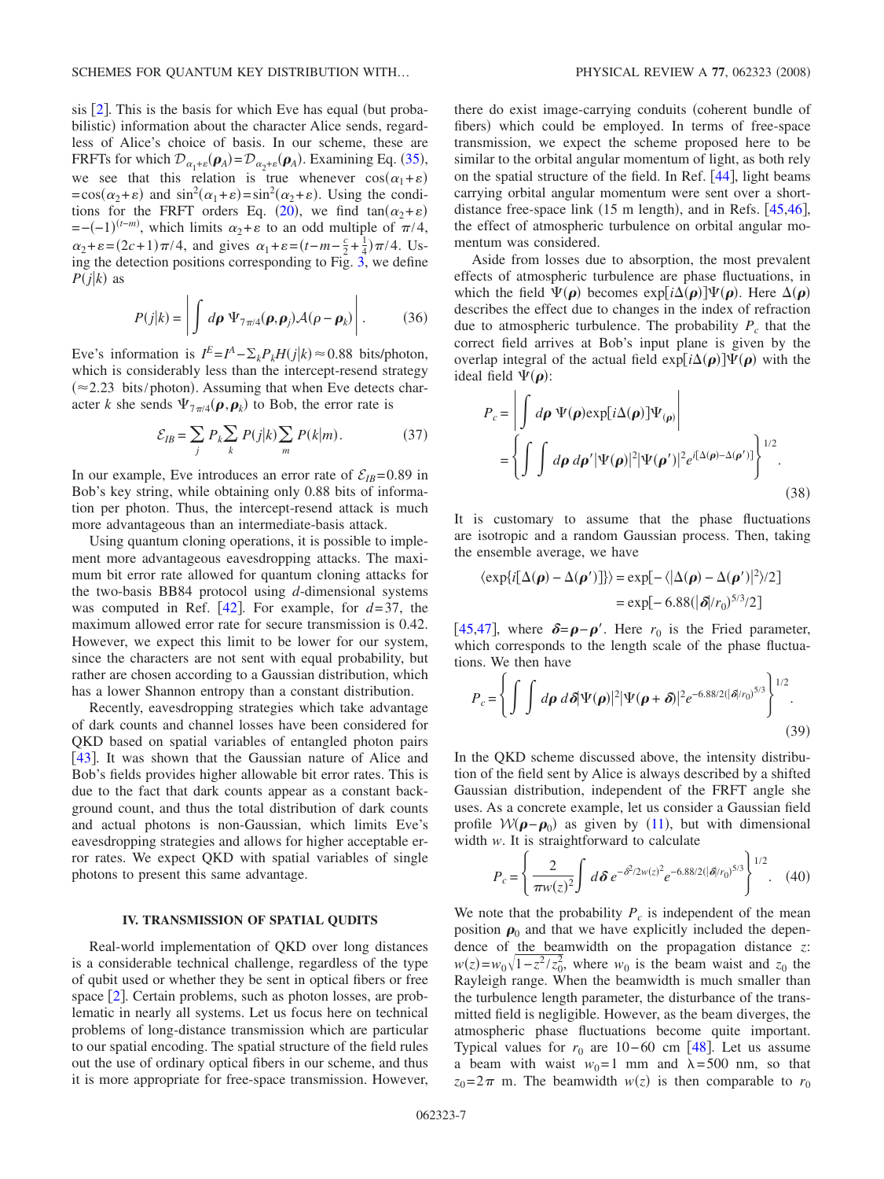sis [2]. This is the basis for which Eve has equal (but probabilistic) information about the character Alice sends, regardless of Alice's choice of basis. In our scheme, these are FRFTs for which $\mathcal{D}_{\alpha_1+\varepsilon}(\boldsymbol{\rho}_A)=\mathcal{D}_{\alpha_2+\varepsilon}(\boldsymbol{\rho}_A)$. Examining Eq. (35), we see that this relation is true whenever $\cos(\alpha_1+\varepsilon)=\cos(\alpha_2+\varepsilon)$ and $\sin^2(\alpha_1+\varepsilon)=\sin^2(\alpha_2+\varepsilon)$. Using the conditions for the FRFT orders Eq. (20), we find $\tan(\alpha_2+\varepsilon)=-(-1)^{(t-m)}$, which limits $\alpha_2+\varepsilon$ to an odd multiple of $\pi/4$, $\alpha_2+\varepsilon=(2c+1)\pi/4$, and gives $\alpha_1+\varepsilon=(t-m-\frac{c}{2}+\frac{1}{4})\pi/4$. Using the detection positions corresponding to Fig. 3, we define $P(j|k)$ as

$$P(j|k)=\left|\int d\boldsymbol{\rho}\;\Psi_{7\pi/4}(\boldsymbol{\rho},\boldsymbol{\rho}_j)\mathcal{A}(\rho-\boldsymbol{\rho}_k)\right|. \tag{36}$$

Eve's information is $I^E=I^A-\Sigma_k P_k H(j|k)\approx 0.88$ bits/photon, which is considerably less than the intercept-resend strategy ($\approx 2.23$ bits/photon). Assuming that when Eve detects character $k$ she sends $\Psi_{7\pi/4}(\boldsymbol{\rho},\boldsymbol{\rho}_k)$ to Bob, the error rate is

$$\mathcal{E}_{IB}=\sum_j P_k\sum_k P(j|k)\sum_m P(k|m). \tag{37}$$

In our example, Eve introduces an error rate of $\mathcal{E}_{IB}=0.89$ in Bob's key string, while obtaining only 0.88 bits of information per photon. Thus, the intercept-resend attack is much more advantageous than an intermediate-basis attack.

Using quantum cloning operations, it is possible to implement more advantageous eavesdropping attacks. The maximum bit error rate allowed for quantum cloning attacks for the two-basis BB84 protocol using $d$-dimensional systems was computed in Ref. [42]. For example, for $d=37$, the maximum allowed error rate for secure transmission is 0.42. However, we expect this limit to be lower for our system, since the characters are not sent with equal probability, but rather are chosen according to a Gaussian distribution, which has a lower Shannon entropy than a constant distribution.

Recently, eavesdropping strategies which take advantage of dark counts and channel losses have been considered for QKD based on spatial variables of entangled photon pairs [43]. It was shown that the Gaussian nature of Alice and Bob's fields provides higher allowable bit error rates. This is due to the fact that dark counts appear as a constant background count, and thus the total distribution of dark counts and actual photons is non-Gaussian, which limits Eve's eavesdropping strategies and allows for higher acceptable error rates. We expect QKD with spatial variables of single photons to present this same advantage.

## IV. TRANSMISSION OF SPATIAL QUDITS

Real-world implementation of QKD over long distances is a considerable technical challenge, regardless of the type of qubit used or whether they be sent in optical fibers or free space [2]. Certain problems, such as photon losses, are problematic in nearly all systems. Let us focus here on technical problems of long-distance transmission which are particular to our spatial encoding. The spatial structure of the field rules out the use of ordinary optical fibers in our scheme, and thus it is more appropriate for free-space transmission. However, there do exist image-carrying conduits (coherent bundle of fibers) which could be employed. In terms of free-space transmission, we expect the scheme proposed here to be similar to the orbital angular momentum of light, as both rely on the spatial structure of the field. In Ref. [44], light beams carrying orbital angular momentum were sent over a short-distance free-space link (15 m length), and in Refs. [45,46], the effect of atmospheric turbulence on orbital angular momentum was considered.

Aside from losses due to absorption, the most prevalent effects of atmospheric turbulence are phase fluctuations, in which the field $\Psi(\boldsymbol{\rho})$ becomes $\exp[i\Delta(\boldsymbol{\rho})]\Psi(\boldsymbol{\rho})$. Here $\Delta(\boldsymbol{\rho})$ describes the effect due to changes in the index of refraction due to atmospheric turbulence. The probability $P_c$ that the correct field arrives at Bob's input plane is given by the overlap integral of the actual field $\exp[i\Delta(\boldsymbol{\rho})]\Psi(\boldsymbol{\rho})$ with the ideal field $\Psi(\boldsymbol{\rho})$:

$$\begin{aligned}P_c&=\left|\int d\boldsymbol{\rho}\;\Psi(\boldsymbol{\rho})\exp[i\Delta(\boldsymbol{\rho})]\Psi_{(\boldsymbol{\rho})}\right|\\&=\left\{\int\int d\boldsymbol{\rho}\,d\boldsymbol{\rho}'|\Psi(\boldsymbol{\rho})|^2|\Psi(\boldsymbol{\rho}')|^2e^{i[\Delta(\boldsymbol{\rho})-\Delta(\boldsymbol{\rho}')]}\right\}^{1/2}.\end{aligned} \tag{38}$$

It is customary to assume that the phase fluctuations are isotropic and a random Gaussian process. Then, taking the ensemble average, we have

$$\begin{aligned}\langle\exp\{i[\Delta(\boldsymbol{\rho})-\Delta(\boldsymbol{\rho}')]\}\rangle&=\exp[-\langle|\Delta(\boldsymbol{\rho})-\Delta(\boldsymbol{\rho}')|^2\rangle/2]\\&=\exp[-6.88(|\boldsymbol{\delta}|/r_0)^{5/3}/2]\end{aligned}$$

[45,47], where $\boldsymbol{\delta}=\boldsymbol{\rho}-\boldsymbol{\rho}'$. Here $r_0$ is the Fried parameter, which corresponds to the length scale of the phase fluctuations. We then have

$$P_c=\left\{\int\int d\boldsymbol{\rho}\,d\boldsymbol{\delta}|\Psi(\boldsymbol{\rho})|^2|\Psi(\boldsymbol{\rho}+\boldsymbol{\delta})|^2e^{-6.88/2(|\boldsymbol{\delta}|/r_0)^{5/3}}\right\}^{1/2}. \tag{39}$$

In the QKD scheme discussed above, the intensity distribution of the field sent by Alice is always described by a shifted Gaussian distribution, independent of the FRFT angle she uses. As a concrete example, let us consider a Gaussian field profile $\mathcal{W}(\boldsymbol{\rho}-\boldsymbol{\rho}_0)$ as given by (11), but with dimensional width $w$. It is straightforward to calculate

$$P_c=\left\{\frac{2}{\pi w(z)^2}\int d\boldsymbol{\delta}\,e^{-\delta^2/2w(z)^2}e^{-6.88/2(|\boldsymbol{\delta}|/r_0)^{5/3}}\right\}^{1/2}. \tag{40}$$

We note that the probability $P_c$ is independent of the mean position $\boldsymbol{\rho}_0$ and that we have explicitly included the dependence of the beamwidth on the propagation distance $z$: $w(z)=w_0\sqrt{1-z^2/z_0^2}$, where $w_0$ is the beam waist and $z_0$ the Rayleigh range. When the beamwidth is much smaller than the turbulence length parameter, the disturbance of the transmitted field is negligible. However, as the beam diverges, the atmospheric phase fluctuations become quite important. Typical values for $r_0$ are 10–60 cm [48]. Let us assume a beam with waist $w_0=1$ mm and $\lambda=500$ nm, so that $z_0=2\pi$ m. The beamwidth $w(z)$ is then comparable to $r_0$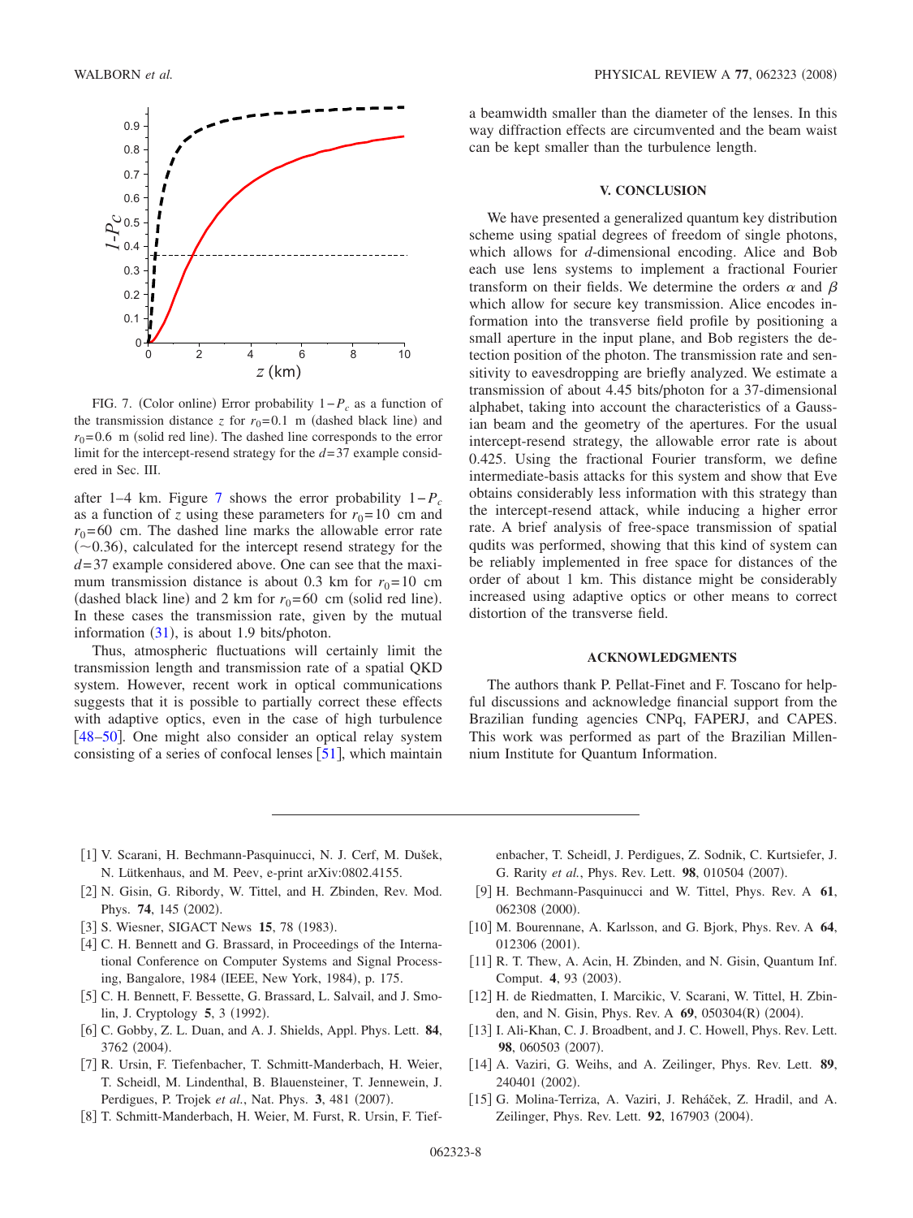FIG. 7. (Color online) Error probability $1-P_c$ as a function of the transmission distance $z$ for $r_0=0.1$ m (dashed black line) and $r_0=0.6$ m (solid red line). The dashed line corresponds to the error limit for the intercept-resend strategy for the $d=37$ example considered in Sec. III.

after 1–4 km. Figure 7 shows the error probability $1-P_c$ as a function of $z$ using these parameters for $r_0=10$ cm and $r_0=60$ cm. The dashed line marks the allowable error rate ($\sim$0.36), calculated for the intercept resend strategy for the $d=37$ example considered above. One can see that the maximum transmission distance is about 0.3 km for $r_0=10$ cm (dashed black line) and 2 km for $r_0=60$ cm (solid red line). In these cases the transmission rate, given by the mutual information (31), is about 1.9 bits/photon.

Thus, atmospheric fluctuations will certainly limit the transmission length and transmission rate of a spatial QKD system. However, recent work in optical communications suggests that it is possible to partially correct these effects with adaptive optics, even in the case of high turbulence [48–50]. One might also consider an optical relay system consisting of a series of confocal lenses [51], which maintain a beamwidth smaller than the diameter of the lenses. In this way diffraction effects are circumvented and the beam waist can be kept smaller than the turbulence length.

## V. CONCLUSION

We have presented a generalized quantum key distribution scheme using spatial degrees of freedom of single photons, which allows for $d$-dimensional encoding. Alice and Bob each use lens systems to implement a fractional Fourier transform on their fields. We determine the orders $\alpha$ and $\beta$ which allow for secure key transmission. Alice encodes information into the transverse field profile by positioning a small aperture in the input plane, and Bob registers the detection position of the photon. The transmission rate and sensitivity to eavesdropping are briefly analyzed. We estimate a transmission of about 4.45 bits/photon for a 37-dimensional alphabet, taking into account the characteristics of a Gaussian beam and the geometry of the apertures. For the usual intercept-resend strategy, the allowable error rate is about 0.425. Using the fractional Fourier transform, we define intermediate-basis attacks for this system and show that Eve obtains considerably less information with this strategy than the intercept-resend attack, while inducing a higher error rate. A brief analysis of free-space transmission of spatial qudits was performed, showing that this kind of system can be reliably implemented in free space for distances of the order of about 1 km. This distance might be considerably increased using adaptive optics or other means to correct distortion of the transverse field.

## ACKNOWLEDGMENTS

The authors thank P. Pellat-Finet and F. Toscano for helpful discussions and acknowledge financial support from the Brazilian funding agencies CNPq, FAPERJ, and CAPES. This work was performed as part of the Brazilian Millennium Institute for Quantum Information.

[1] V. Scarani, H. Bechmann-Pasquinucci, N. J. Cerf, M. Dušek, N. Lütkenhaus, and M. Peev, e-print arXiv:0802.4155.

[2] N. Gisin, G. Ribordy, W. Tittel, and H. Zbinden, Rev. Mod. Phys. **74**, 145 (2002).

[3] S. Wiesner, SIGACT News **15**, 78 (1983).

[4] C. H. Bennett and G. Brassard, in Proceedings of the International Conference on Computer Systems and Signal Processing, Bangalore, 1984 (IEEE, New York, 1984), p. 175.

[5] C. H. Bennett, F. Bessette, G. Brassard, L. Salvail, and J. Smolin, J. Cryptology **5**, 3 (1992).

[6] C. Gobby, Z. L. Duan, and A. J. Shields, Appl. Phys. Lett. **84**, 3762 (2004).

[7] R. Ursin, F. Tiefenbacher, T. Schmitt-Manderbach, H. Weier, T. Scheidl, M. Lindenthal, B. Blauensteiner, T. Jennewein, J. Perdigues, P. Trojek *et al.*, Nat. Phys. **3**, 481 (2007).

[8] T. Schmitt-Manderbach, H. Weier, M. Furst, R. Ursin, F. Tiefenbacher, T. Scheidl, J. Perdigues, Z. Sodnik, C. Kurtsiefer, J. G. Rarity *et al.*, Phys. Rev. Lett. **98**, 010504 (2007).

[9] H. Bechmann-Pasquinucci and W. Tittel, Phys. Rev. A **61**, 062308 (2000).

[10] M. Bourennane, A. Karlsson, and G. Bjork, Phys. Rev. A **64**, 012306 (2001).

[11] R. T. Thew, A. Acin, H. Zbinden, and N. Gisin, Quantum Inf. Comput. **4**, 93 (2003).

[12] H. de Riedmatten, I. Marcikic, V. Scarani, W. Tittel, H. Zbinden, and N. Gisin, Phys. Rev. A **69**, 050304(R) (2004).

[13] I. Ali-Khan, C. J. Broadbent, and J. C. Howell, Phys. Rev. Lett. **98**, 060503 (2007).

[14] A. Vaziri, G. Weihs, and A. Zeilinger, Phys. Rev. Lett. **89**, 240401 (2002).

[15] G. Molina-Terriza, A. Vaziri, J. Řeháček, Z. Hradil, and A. Zeilinger, Phys. Rev. Lett. **92**, 167903 (2004).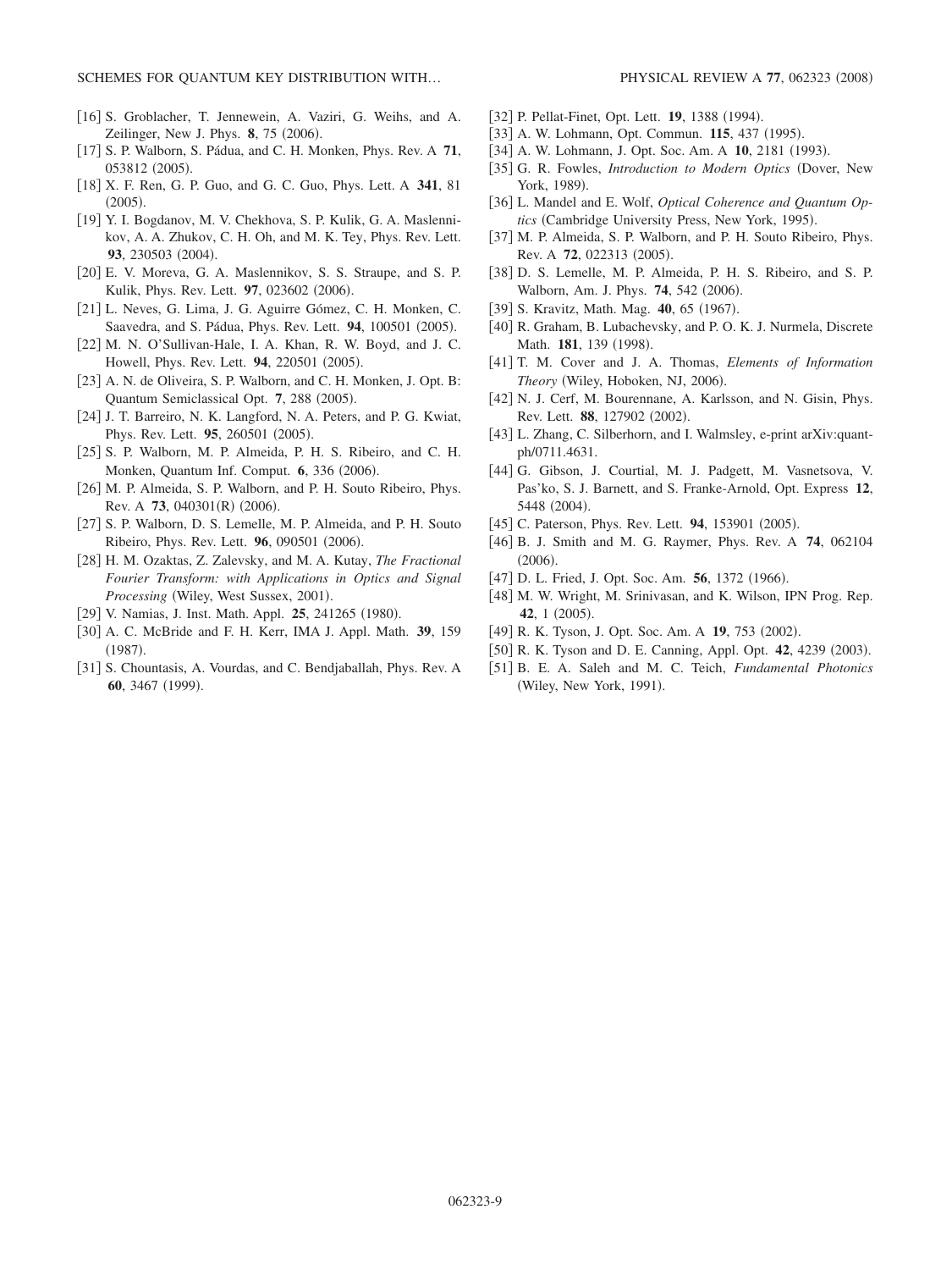[16] S. Groblacher, T. Jennewein, A. Vaziri, G. Weihs, and A. Zeilinger, New J. Phys. **8**, 75 (2006).

[17] S. P. Walborn, S. Pádua, and C. H. Monken, Phys. Rev. A **71**, 053812 (2005).

[18] X. F. Ren, G. P. Guo, and G. C. Guo, Phys. Lett. A **341**, 81 (2005).

[19] Y. I. Bogdanov, M. V. Chekhova, S. P. Kulik, G. A. Maslennikov, A. A. Zhukov, C. H. Oh, and M. K. Tey, Phys. Rev. Lett. **93**, 230503 (2004).

[20] E. V. Moreva, G. A. Maslennikov, S. S. Straupe, and S. P. Kulik, Phys. Rev. Lett. **97**, 023602 (2006).

[21] L. Neves, G. Lima, J. G. Aguirre Gómez, C. H. Monken, C. Saavedra, and S. Pádua, Phys. Rev. Lett. **94**, 100501 (2005).

[22] M. N. O'Sullivan-Hale, I. A. Khan, R. W. Boyd, and J. C. Howell, Phys. Rev. Lett. **94**, 220501 (2005).

[23] A. N. de Oliveira, S. P. Walborn, and C. H. Monken, J. Opt. B: Quantum Semiclassical Opt. **7**, 288 (2005).

[24] J. T. Barreiro, N. K. Langford, N. A. Peters, and P. G. Kwiat, Phys. Rev. Lett. **95**, 260501 (2005).

[25] S. P. Walborn, M. P. Almeida, P. H. S. Ribeiro, and C. H. Monken, Quantum Inf. Comput. **6**, 336 (2006).

[26] M. P. Almeida, S. P. Walborn, and P. H. Souto Ribeiro, Phys. Rev. A **73**, 040301(R) (2006).

[27] S. P. Walborn, D. S. Lemelle, M. P. Almeida, and P. H. Souto Ribeiro, Phys. Rev. Lett. **96**, 090501 (2006).

[28] H. M. Ozaktas, Z. Zalevsky, and M. A. Kutay, *The Fractional Fourier Transform: with Applications in Optics and Signal Processing* (Wiley, West Sussex, 2001).

[29] V. Namias, J. Inst. Math. Appl. **25**, 241265 (1980).

[30] A. C. McBride and F. H. Kerr, IMA J. Appl. Math. **39**, 159 (1987).

[31] S. Chountasis, A. Vourdas, and C. Bendjaballah, Phys. Rev. A **60**, 3467 (1999).

[32] P. Pellat-Finet, Opt. Lett. **19**, 1388 (1994).

[33] A. W. Lohmann, Opt. Commun. **115**, 437 (1995).

[34] A. W. Lohmann, J. Opt. Soc. Am. A **10**, 2181 (1993).

[35] G. R. Fowles, *Introduction to Modern Optics* (Dover, New York, 1989).

[36] L. Mandel and E. Wolf, *Optical Coherence and Quantum Optics* (Cambridge University Press, New York, 1995).

[37] M. P. Almeida, S. P. Walborn, and P. H. Souto Ribeiro, Phys. Rev. A **72**, 022313 (2005).

[38] D. S. Lemelle, M. P. Almeida, P. H. S. Ribeiro, and S. P. Walborn, Am. J. Phys. **74**, 542 (2006).

[39] S. Kravitz, Math. Mag. **40**, 65 (1967).

[40] R. Graham, B. Lubachevsky, and P. O. K. J. Nurmela, Discrete Math. **181**, 139 (1998).

[41] T. M. Cover and J. A. Thomas, *Elements of Information Theory* (Wiley, Hoboken, NJ, 2006).

[42] N. J. Cerf, M. Bourennane, A. Karlsson, and N. Gisin, Phys. Rev. Lett. **88**, 127902 (2002).

[43] L. Zhang, C. Silberhorn, and I. Walmsley, e-print arXiv:quant-ph/0711.4631.

[44] G. Gibson, J. Courtial, M. J. Padgett, M. Vasnetsova, V. Pas'ko, S. J. Barnett, and S. Franke-Arnold, Opt. Express **12**, 5448 (2004).

[45] C. Paterson, Phys. Rev. Lett. **94**, 153901 (2005).

[46] B. J. Smith and M. G. Raymer, Phys. Rev. A **74**, 062104 (2006).

[47] D. L. Fried, J. Opt. Soc. Am. **56**, 1372 (1966).

[48] M. W. Wright, M. Srinivasan, and K. Wilson, IPN Prog. Rep. **42**, 1 (2005).

[49] R. K. Tyson, J. Opt. Soc. Am. A **19**, 753 (2002).

[50] R. K. Tyson and D. E. Canning, Appl. Opt. **42**, 4239 (2003).

[51] B. E. A. Saleh and M. C. Teich, *Fundamental Photonics* (Wiley, New York, 1991).